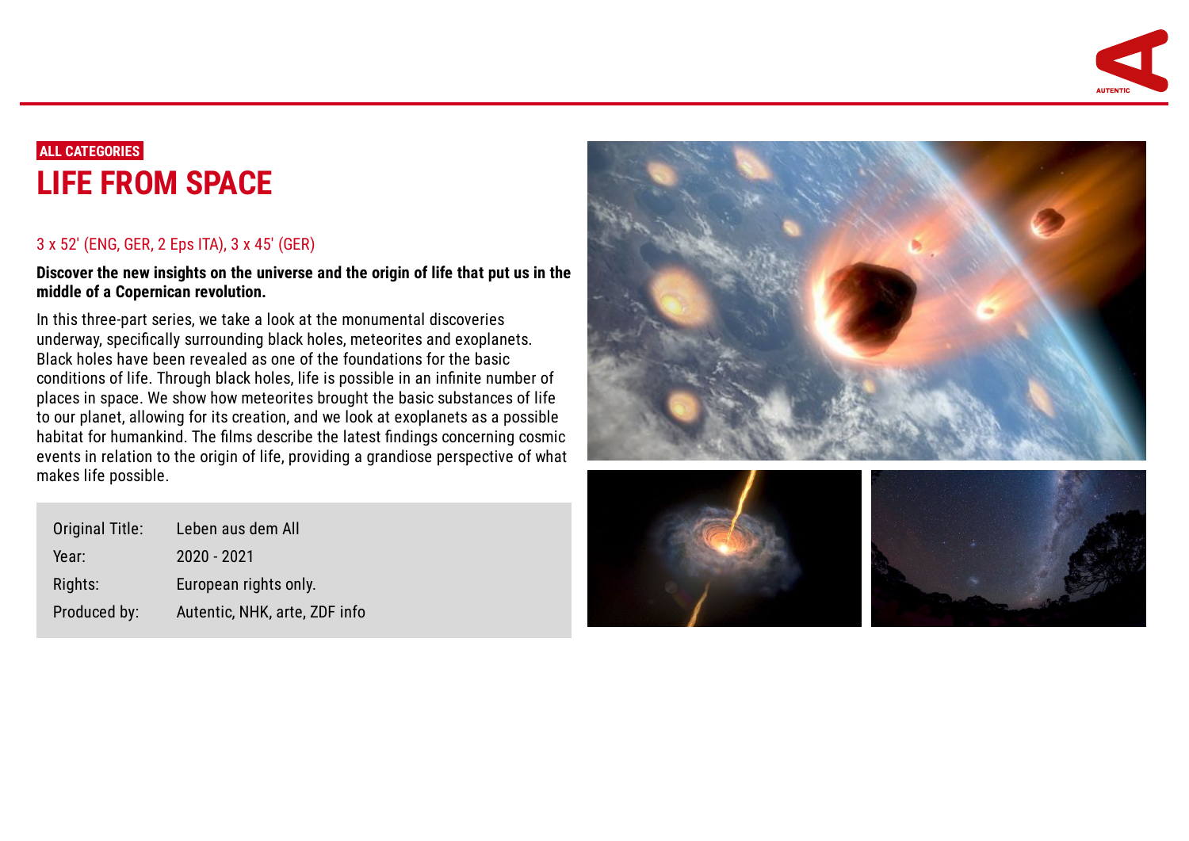ALL CATEGORIES

# LIFE FROM SPACE

3 x 52' (ENG, GER, 2 Eps ITA), 3 x 45' (GER)

**Discover the new insights on the universe and the origin of life that put us in the middle of a Copernican revolution.**

In this three-part series, we take a look at the monumental discoveries underway, specifically surrounding black holes, meteorites and exoplanets. Black holes have been revealed as one of the foundations for the basic conditions of life. Through black holes, life is possible in an infinite number of places in space. We show how meteorites brought the basic substances of life to our planet, allowing for its creation, and we look at exoplanets as a possible habitat for humankind. The films describe the latest findings concerning cosmic events in relation to the origin of life, providing a grandiose perspective of what makes life possible.

| | |
|---|---|
| Original Title: | Leben aus dem All |
| Year: | 2020 - 2021 |
| Rights: | European rights only. |
| Produced by: | Autentic, NHK, arte, ZDF info |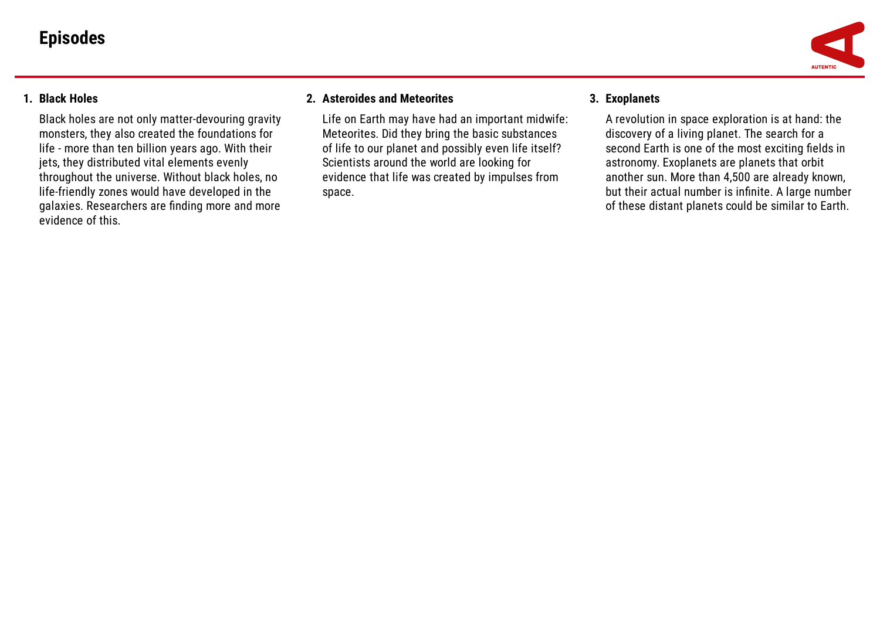# Episodes

1. **Black Holes**

   Black holes are not only matter-devouring gravity monsters, they also created the foundations for life - more than ten billion years ago. With their jets, they distributed vital elements evenly throughout the universe. Without black holes, no life-friendly zones would have developed in the galaxies. Researchers are finding more and more evidence of this.

2. **Asteroides and Meteorites**

   Life on Earth may have had an important midwife: Meteorites. Did they bring the basic substances of life to our planet and possibly even life itself? Scientists around the world are looking for evidence that life was created by impulses from space.

3. **Exoplanets**

   A revolution in space exploration is at hand: the discovery of a living planet. The search for a second Earth is one of the most exciting fields in astronomy. Exoplanets are planets that orbit another sun. More than 4,500 are already known, but their actual number is infinite. A large number of these distant planets could be similar to Earth.